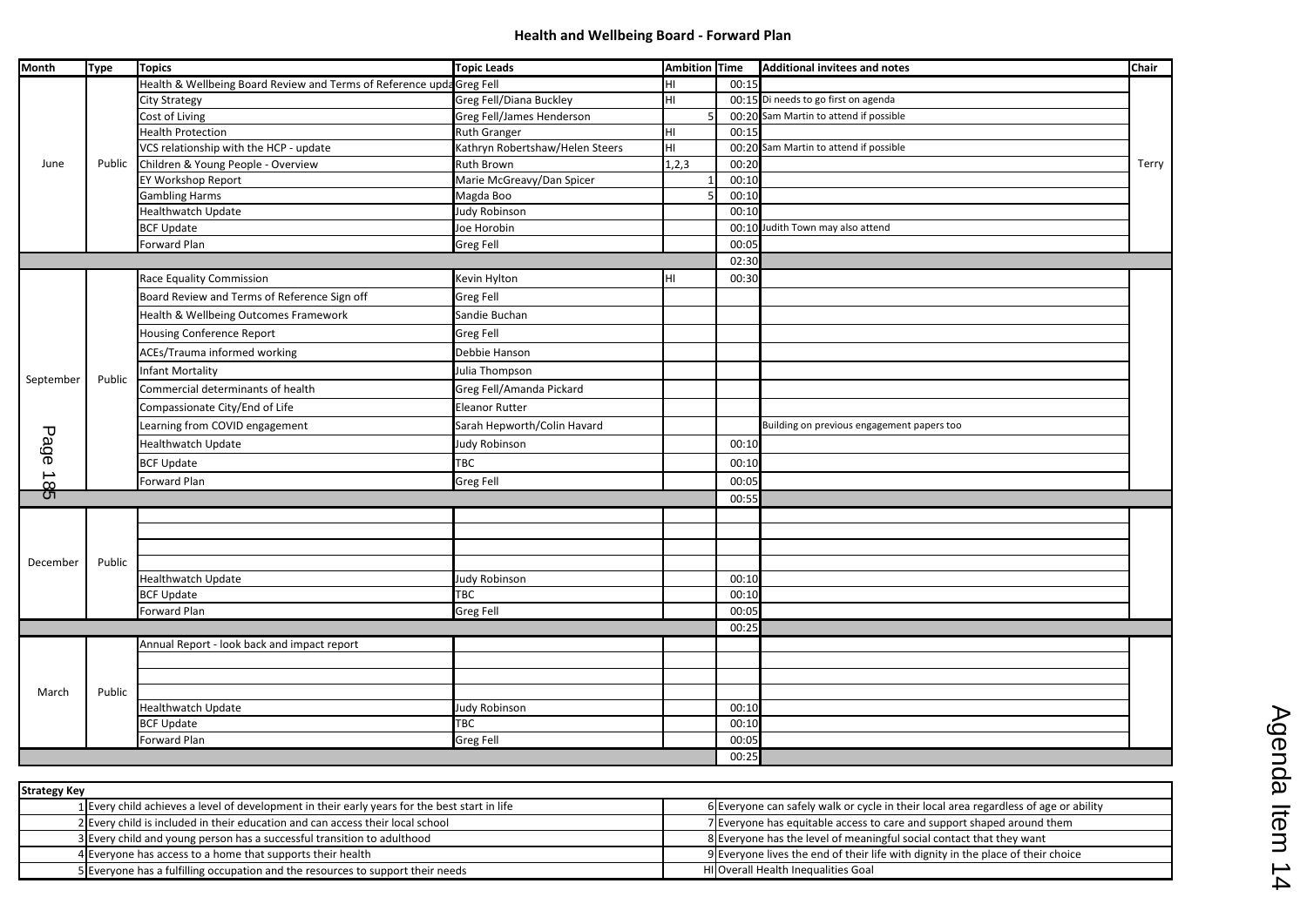# Health and Wellbeing Board - Forward Plan

| Month | Type | Topics | Topic Leads | Ambition | Time | Additional invitees and notes | Chair |
|---|---|---|---|---|---|---|---|
| June | Public | Health & Wellbeing Board Review and Terms of Reference upda | Greg Fell | HI | 00:15 | | Terry |
| | | City Strategy | Greg Fell/Diana Buckley | HI | 00:15 | Di needs to go first on agenda | |
| | | Cost of Living | Greg Fell/James Henderson | 5 | 00:20 | Sam Martin to attend if possible | |
| | | Health Protection | Ruth Granger | HI | 00:15 | | |
| | | VCS relationship with the HCP - update | Kathryn Robertshaw/Helen Steers | HI | 00:20 | Sam Martin to attend if possible | |
| | | Children & Young People - Overview | Ruth Brown | 1,2,3 | 00:20 | | |
| | | EY Workshop Report | Marie McGreavy/Dan Spicer | 1 | 00:10 | | |
| | | Gambling Harms | Magda Boo | 5 | 00:10 | | |
| | | Healthwatch Update | Judy Robinson | | 00:10 | | |
| | | BCF Update | Joe Horobin | | 00:10 | Judith Town may also attend | |
| | | Forward Plan | Greg Fell | | 00:05 | | |
| | | | | | 02:30 | | |
| September | Public | Race Equality Commission | Kevin Hylton | HI | 00:30 | | |
| | | Board Review and Terms of Reference Sign off | Greg Fell | | | | |
| | | Health & Wellbeing Outcomes Framework | Sandie Buchan | | | | |
| | | Housing Conference Report | Greg Fell | | | | |
| | | ACEs/Trauma informed working | Debbie Hanson | | | | |
| | | Infant Mortality | Julia Thompson | | | | |
| | | Commercial determinants of health | Greg Fell/Amanda Pickard | | | | |
| | | Compassionate City/End of Life | Eleanor Rutter | | | | |
| | | Learning from COVID engagement | Sarah Hepworth/Colin Havard | | | Building on previous engagement papers too | |
| | | Healthwatch Update | Judy Robinson | | 00:10 | | |
| | | BCF Update | TBC | | 00:10 | | |
| | | Forward Plan | Greg Fell | | 00:05 | | |
| | | | | | 00:55 | | |
| December | Public | | | | | | |
| | | | | | | | |
| | | | | | | | |
| | | Healthwatch Update | Judy Robinson | | 00:10 | | |
| | | BCF Update | TBC | | 00:10 | | |
| | | Forward Plan | Greg Fell | | 00:05 | | |
| | | | | | 00:25 | | |
| March | Public | Annual Report - look back and impact report | | | | | |
| | | | | | | | |
| | | | | | | | |
| | | Healthwatch Update | Judy Robinson | | 00:10 | | |
| | | BCF Update | TBC | | 00:10 | | |
| | | Forward Plan | Greg Fell | | 00:05 | | |
| | | | | | 00:25 | | |

| Strategy Key | | | |
|---|---|---|---|
| 1 | Every child achieves a level of development in their early years for the best start in life | 6 | Everyone can safely walk or cycle in their local area regardless of age or ability |
| 2 | Every child is included in their education and can access their local school | 7 | Everyone has equitable access to care and support shaped around them |
| 3 | Every child and young person has a successful transition to adulthood | 8 | Everyone has the level of meaningful social contact that they want |
| 4 | Everyone has access to a home that supports their health | 9 | Everyone lives the end of their life with dignity in the place of their choice |
| 5 | Everyone has a fulfilling occupation and the resources to support their needs | HI | Overall Health Inequalities Goal |